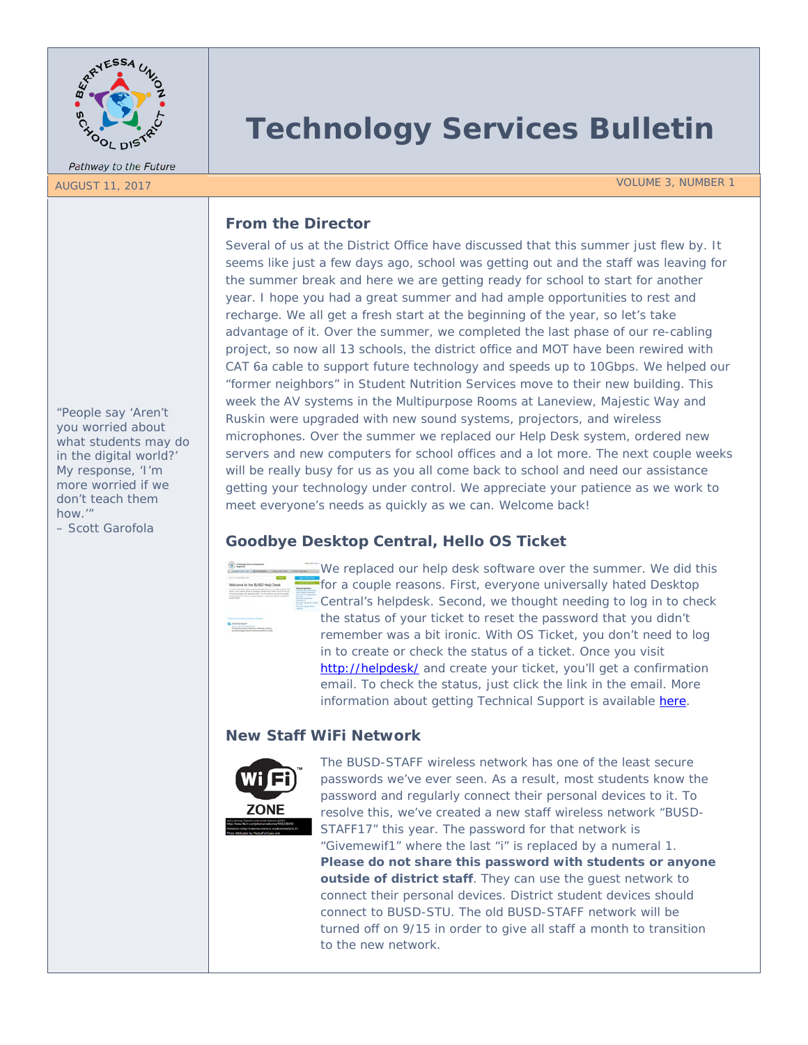# Technology Services Bulletin

Pathway to the Future

AUGUST 11, 2017 VOLUME 3, NUMBER 1

"People say 'Aren't you worried about what students may do in the digital world?' My response, 'I'm more worried if we don't teach them how.'"
– Scott Garofola

## From the Director

Several of us at the District Office have discussed that this summer just flew by. It seems like just a few days ago, school was getting out and the staff was leaving for the summer break and here we are getting ready for school to start for another year. I hope you had a great summer and had ample opportunities to rest and recharge. We all get a fresh start at the beginning of the year, so let's take advantage of it. Over the summer, we completed the last phase of our re-cabling project, so now all 13 schools, the district office and MOT have been rewired with CAT 6a cable to support future technology and speeds up to 10Gbps. We helped our "former neighbors" in Student Nutrition Services move to their new building. This week the AV systems in the Multipurpose Rooms at Laneview, Majestic Way and Ruskin were upgraded with new sound systems, projectors, and wireless microphones. Over the summer we replaced our Help Desk system, ordered new servers and new computers for school offices and a lot more. The next couple weeks will be really busy for us as you all come back to school and need our assistance getting your technology under control. We appreciate your patience as we work to meet everyone's needs as quickly as we can. Welcome back!

## Goodbye Desktop Central, Hello OS Ticket

We replaced our help desk software over the summer. We did this for a couple reasons. First, everyone universally hated Desktop Central's helpdesk. Second, we thought needing to log in to check the status of your ticket to reset the password that you didn't remember was a bit ironic. With OS Ticket, you don't need to log in to create or check the status of a ticket. Once you visit http://helpdesk/ and create your ticket, you'll get a confirmation email. To check the status, just click the link in the email. More information about getting Technical Support is available here.

## New Staff WiFi Network

The BUSD-STAFF wireless network has one of the least secure passwords we've ever seen. As a result, most students know the password and regularly connect their personal devices to it. To resolve this, we've created a new staff wireless network "BUSD-STAFF17" this year. The password for that network is "Givemewif1" where the last "i" is replaced by a numeral 1. **Please do not share this password with students or anyone outside of district staff**. They can use the guest network to connect their personal devices. District student devices should connect to BUSD-STU. The old BUSD-STAFF network will be turned off on 9/15 in order to give all staff a month to transition to the new network.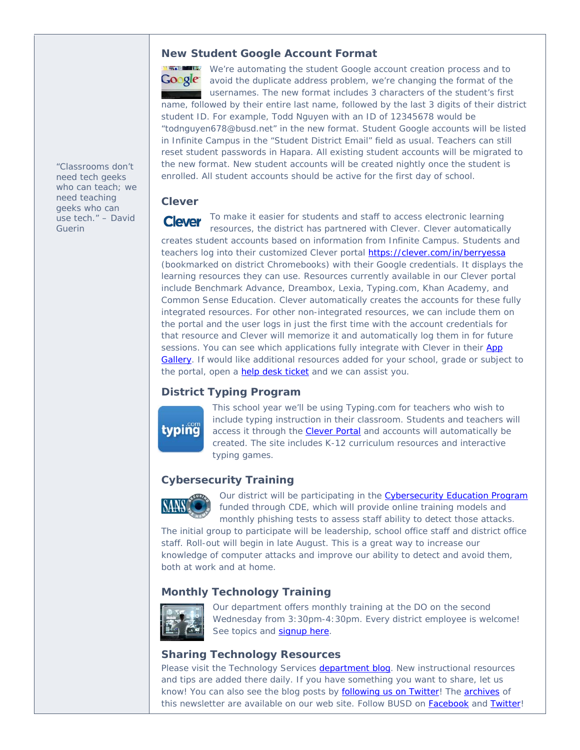> "Classrooms don't need tech geeks who can teach; we need teaching geeks who can use tech." – David Guerin

## New Student Google Account Format

We're automating the student Google account creation process and to avoid the duplicate address problem, we're changing the format of the usernames. The new format includes 3 characters of the student's first name, followed by their entire last name, followed by the last 3 digits of their district student ID. For example, Todd Nguyen with an ID of 12345678 would be "todnguyen678@busd.net" in the new format. Student Google accounts will be listed in Infinite Campus in the "Student District Email" field as usual. Teachers can still reset student passwords in Hapara. All existing student accounts will be migrated to the new format. New student accounts will be created nightly once the student is enrolled. All student accounts should be active for the first day of school.

## Clever

To make it easier for students and staff to access electronic learning resources, the district has partnered with Clever. Clever automatically creates student accounts based on information from Infinite Campus. Students and teachers log into their customized Clever portal https://clever.com/in/berryessa (bookmarked on district Chromebooks) with their Google credentials. It displays the learning resources they can use. Resources currently available in our Clever portal include Benchmark Advance, Dreambox, Lexia, Typing.com, Khan Academy, and Common Sense Education. Clever automatically creates the accounts for these fully integrated resources. For other non-integrated resources, we can include them on the portal and the user logs in just the first time with the account credentials for that resource and Clever will memorize it and automatically log them in for future sessions. You can see which applications fully integrate with Clever in their App Gallery. If would like additional resources added for your school, grade or subject to the portal, open a help desk ticket and we can assist you.

## District Typing Program

This school year we'll be using Typing.com for teachers who wish to include typing instruction in their classroom. Students and teachers will access it through the Clever Portal and accounts will automatically be created. The site includes K-12 curriculum resources and interactive typing games.

## Cybersecurity Training

Our district will be participating in the Cybersecurity Education Program funded through CDE, which will provide online training models and monthly phishing tests to assess staff ability to detect those attacks. The initial group to participate will be leadership, school office staff and district office staff. Roll-out will begin in late August. This is a great way to increase our knowledge of computer attacks and improve our ability to detect and avoid them, both at work and at home.

## Monthly Technology Training

Our department offers monthly training at the DO on the second Wednesday from 3:30pm-4:30pm. Every district employee is welcome! See topics and signup here.

## Sharing Technology Resources

Please visit the Technology Services department blog. New instructional resources and tips are added there daily. If you have something you want to share, let us know! You can also see the blog posts by following us on Twitter! The archives of this newsletter are available on our web site. Follow BUSD on Facebook and Twitter!